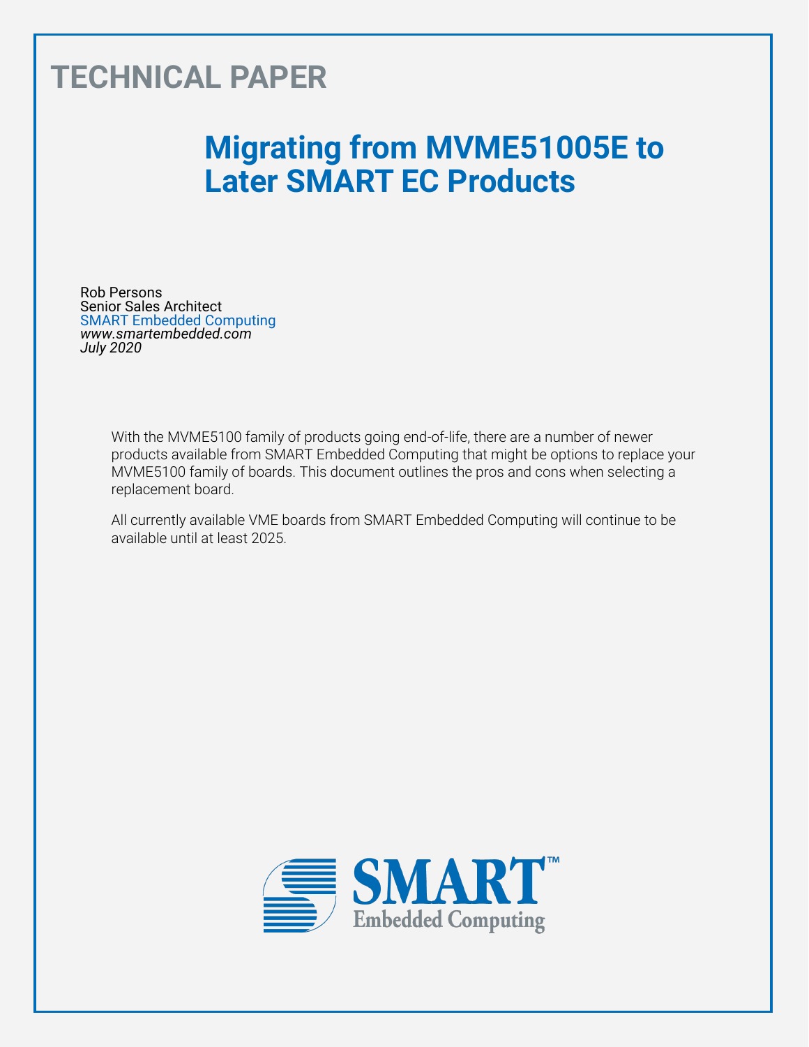TECHNICAL PAPER

# Migrating from MVME51005E to Later SMART EC Products

Rob Persons
Senior Sales Architect
SMART Embedded Computing
*www.smartembedded.com*
*July 2020*

With the MVME5100 family of products going end-of-life, there are a number of newer products available from SMART Embedded Computing that might be options to replace your MVME5100 family of boards. This document outlines the pros and cons when selecting a replacement board.

All currently available VME boards from SMART Embedded Computing will continue to be available until at least 2025.

SMART™ Embedded Computing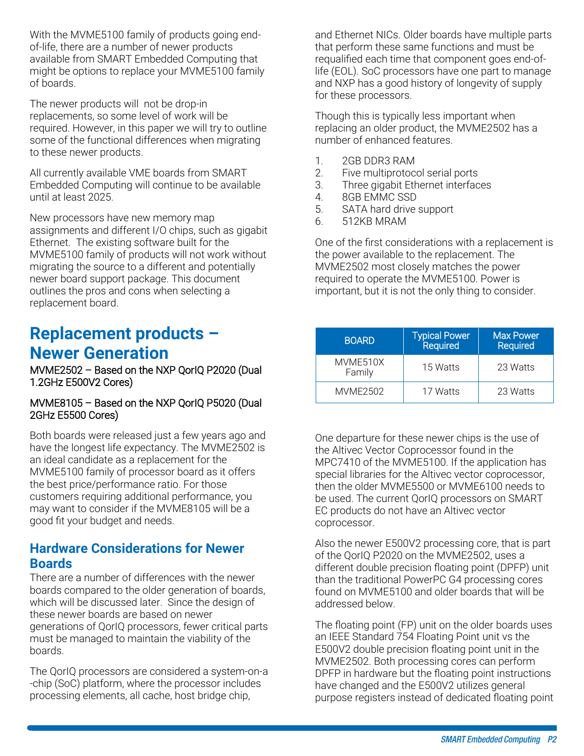With the MVME5100 family of products going end-of-life, there are a number of newer products available from SMART Embedded Computing that might be options to replace your MVME5100 family of boards.

The newer products will not be drop-in replacements, so some level of work will be required. However, in this paper we will try to outline some of the functional differences when migrating to these newer products.

All currently available VME boards from SMART Embedded Computing will continue to be available until at least 2025.

New processors have new memory map assignments and different I/O chips, such as gigabit Ethernet. The existing software built for the MVME5100 family of products will not work without migrating the source to a different and potentially newer board support package. This document outlines the pros and cons when selecting a replacement board.

## Replacement products – Newer Generation

MVME2502 – Based on the NXP QorIQ P2020 (Dual 1.2GHz E500V2 Cores)

MVME8105 – Based on the NXP QorIQ P5020 (Dual 2GHz E5500 Cores)

Both boards were released just a few years ago and have the longest life expectancy. The MVME2502 is an ideal candidate as a replacement for the MVME5100 family of processor board as it offers the best price/performance ratio. For those customers requiring additional performance, you may want to consider if the MVME8105 will be a good fit your budget and needs.

### Hardware Considerations for Newer Boards

There are a number of differences with the newer boards compared to the older generation of boards, which will be discussed later. Since the design of these newer boards are based on newer generations of QorIQ processors, fewer critical parts must be managed to maintain the viability of the boards.

The QorIQ processors are considered a system-on-a-chip (SoC) platform, where the processor includes processing elements, all cache, host bridge chip, and Ethernet NICs. Older boards have multiple parts that perform these same functions and must be requalified each time that component goes end-of-life (EOL). SoC processors have one part to manage and NXP has a good history of longevity of supply for these processors.

Though this is typically less important when replacing an older product, the MVME2502 has a number of enhanced features.

1. 2GB DDR3 RAM
2. Five multiprotocol serial ports
3. Three gigabit Ethernet interfaces
4. 8GB EMMC SSD
5. SATA hard drive support
6. 512KB MRAM

One of the first considerations with a replacement is the power available to the replacement. The MVME2502 most closely matches the power required to operate the MVME5100. Power is important, but it is not the only thing to consider.

| BOARD | Typical Power Required | Max Power Required |
|---|---|---|
| MVME510X Family | 15 Watts | 23 Watts |
| MVME2502 | 17 Watts | 23 Watts |

One departure for these newer chips is the use of the Altivec Vector Coprocessor found in the MPC7410 of the MVME5100. If the application has special libraries for the Altivec vector coprocessor, then the older MVME5500 or MVME6100 needs to be used. The current QorIQ processors on SMART EC products do not have an Altivec vector coprocessor.

Also the newer E500V2 processing core, that is part of the QorIQ P2020 on the MVME2502, uses a different double precision floating point (DPFP) unit than the traditional PowerPC G4 processing cores found on MVME5100 and older boards that will be addressed below.

The floating point (FP) unit on the older boards uses an IEEE Standard 754 Floating Point unit vs the E500V2 double precision floating point unit in the MVME2502. Both processing cores can perform DPFP in hardware but the floating point instructions have changed and the E500V2 utilizes general purpose registers instead of dedicated floating point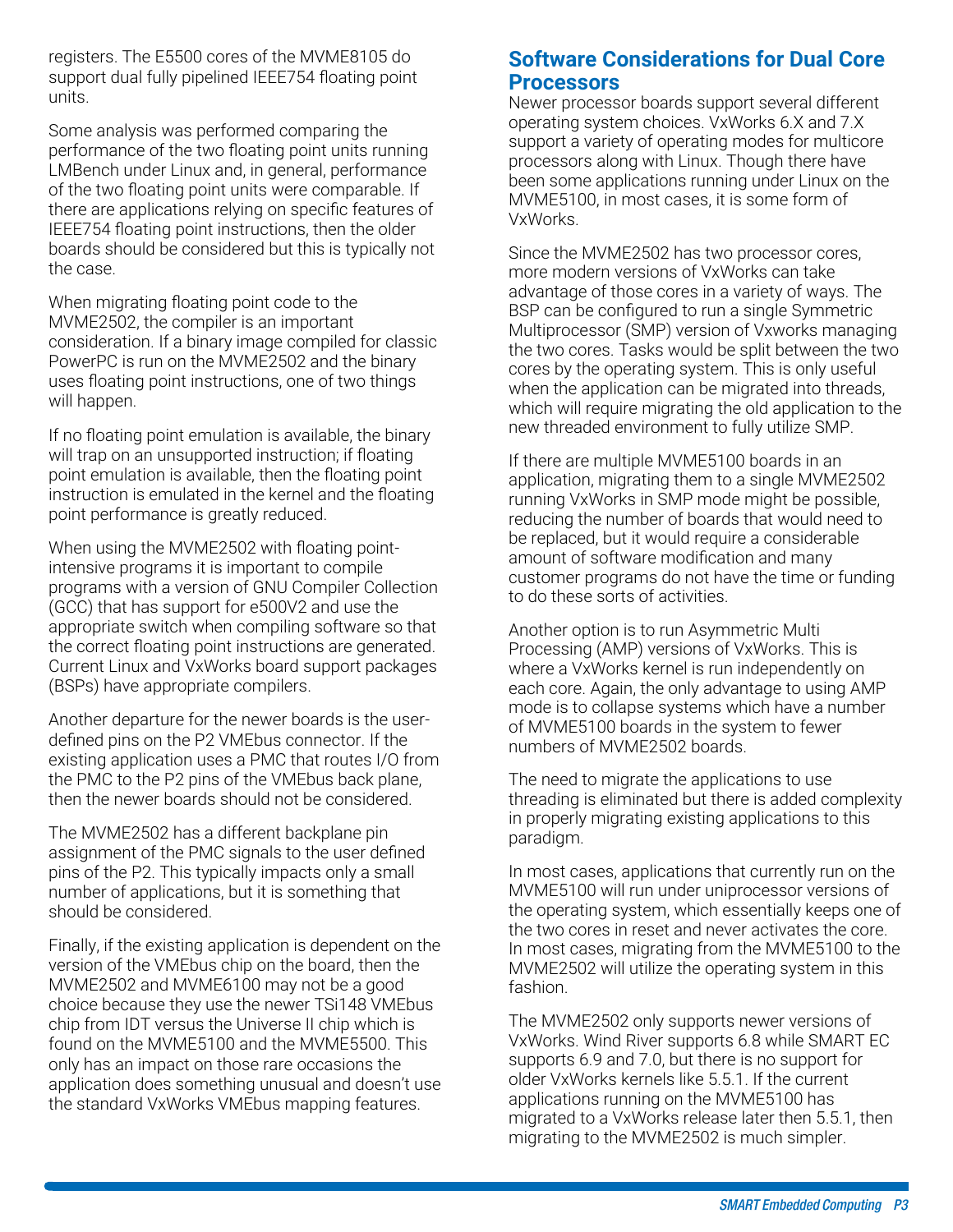registers. The E5500 cores of the MVME8105 do support dual fully pipelined IEEE754 floating point units.

Some analysis was performed comparing the performance of the two floating point units running LMBench under Linux and, in general, performance of the two floating point units were comparable. If there are applications relying on specific features of IEEE754 floating point instructions, then the older boards should be considered but this is typically not the case.

When migrating floating point code to the MVME2502, the compiler is an important consideration. If a binary image compiled for classic PowerPC is run on the MVME2502 and the binary uses floating point instructions, one of two things will happen.

If no floating point emulation is available, the binary will trap on an unsupported instruction; if floating point emulation is available, then the floating point instruction is emulated in the kernel and the floating point performance is greatly reduced.

When using the MVME2502 with floating point-intensive programs it is important to compile programs with a version of GNU Compiler Collection (GCC) that has support for e500V2 and use the appropriate switch when compiling software so that the correct floating point instructions are generated. Current Linux and VxWorks board support packages (BSPs) have appropriate compilers.

Another departure for the newer boards is the user-defined pins on the P2 VMEbus connector. If the existing application uses a PMC that routes I/O from the PMC to the P2 pins of the VMEbus back plane, then the newer boards should not be considered.

The MVME2502 has a different backplane pin assignment of the PMC signals to the user defined pins of the P2. This typically impacts only a small number of applications, but it is something that should be considered.

Finally, if the existing application is dependent on the version of the VMEbus chip on the board, then the MVME2502 and MVME6100 may not be a good choice because they use the newer TSi148 VMEbus chip from IDT versus the Universe II chip which is found on the MVME5100 and the MVME5500. This only has an impact on those rare occasions the application does something unusual and doesn't use the standard VxWorks VMEbus mapping features.

## Software Considerations for Dual Core Processors

Newer processor boards support several different operating system choices. VxWorks 6.X and 7.X support a variety of operating modes for multicore processors along with Linux. Though there have been some applications running under Linux on the MVME5100, in most cases, it is some form of VxWorks.

Since the MVME2502 has two processor cores, more modern versions of VxWorks can take advantage of those cores in a variety of ways. The BSP can be configured to run a single Symmetric Multiprocessor (SMP) version of Vxworks managing the two cores. Tasks would be split between the two cores by the operating system. This is only useful when the application can be migrated into threads, which will require migrating the old application to the new threaded environment to fully utilize SMP.

If there are multiple MVME5100 boards in an application, migrating them to a single MVME2502 running VxWorks in SMP mode might be possible, reducing the number of boards that would need to be replaced, but it would require a considerable amount of software modification and many customer programs do not have the time or funding to do these sorts of activities.

Another option is to run Asymmetric Multi Processing (AMP) versions of VxWorks. This is where a VxWorks kernel is run independently on each core. Again, the only advantage to using AMP mode is to collapse systems which have a number of MVME5100 boards in the system to fewer numbers of MVME2502 boards.

The need to migrate the applications to use threading is eliminated but there is added complexity in properly migrating existing applications to this paradigm.

In most cases, applications that currently run on the MVME5100 will run under uniprocessor versions of the operating system, which essentially keeps one of the two cores in reset and never activates the core. In most cases, migrating from the MVME5100 to the MVME2502 will utilize the operating system in this fashion.

The MVME2502 only supports newer versions of VxWorks. Wind River supports 6.8 while SMART EC supports 6.9 and 7.0, but there is no support for older VxWorks kernels like 5.5.1. If the current applications running on the MVME5100 has migrated to a VxWorks release later then 5.5.1, then migrating to the MVME2502 is much simpler.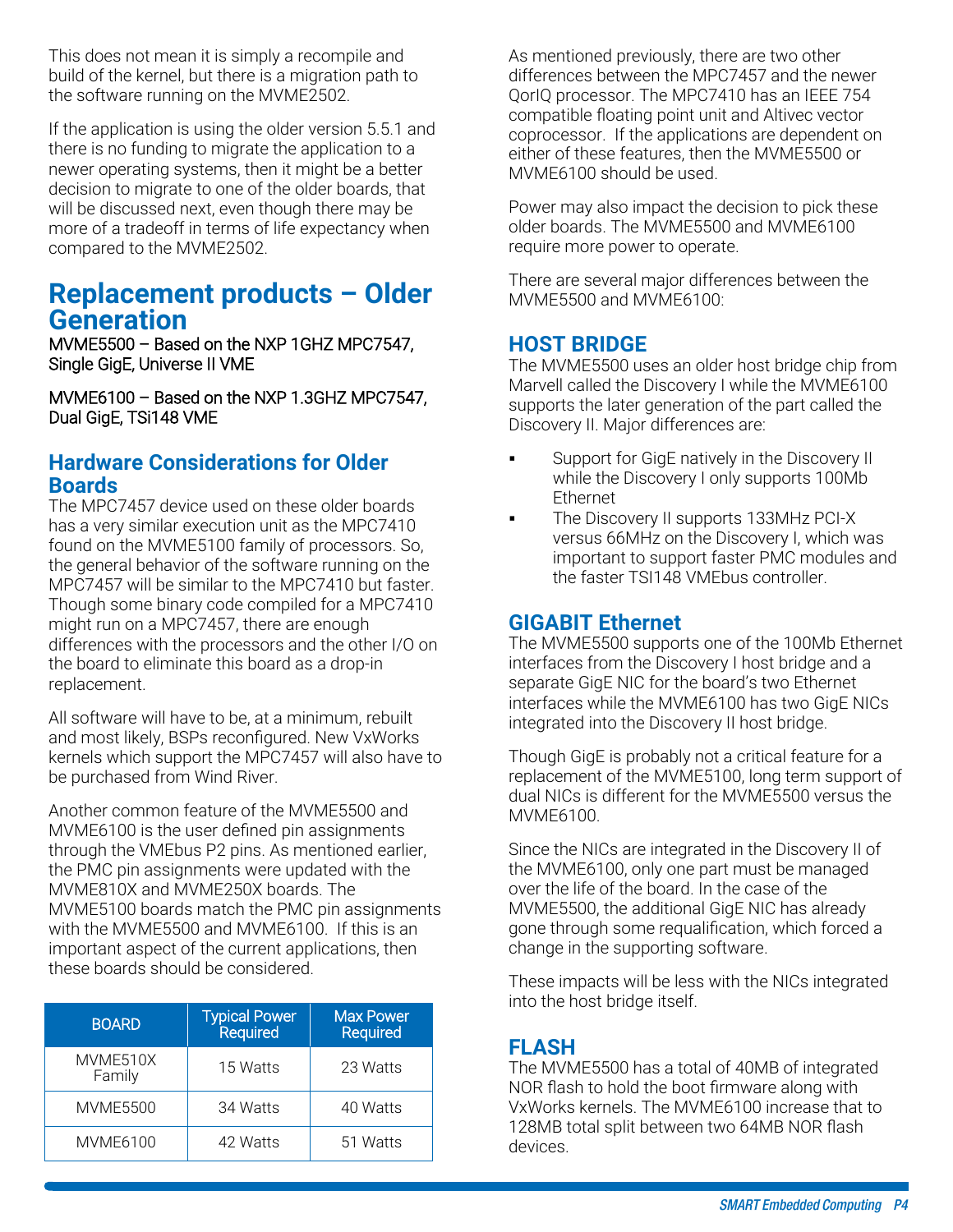This does not mean it is simply a recompile and build of the kernel, but there is a migration path to the software running on the MVME2502.

If the application is using the older version 5.5.1 and there is no funding to migrate the application to a newer operating systems, then it might be a better decision to migrate to one of the older boards, that will be discussed next, even though there may be more of a tradeoff in terms of life expectancy when compared to the MVME2502.

## Replacement products – Older Generation

MVME5500 – Based on the NXP 1GHZ MPC7547, Single GigE, Universe II VME

MVME6100 – Based on the NXP 1.3GHZ MPC7547, Dual GigE, TSi148 VME

### Hardware Considerations for Older Boards

The MPC7457 device used on these older boards has a very similar execution unit as the MPC7410 found on the MVME5100 family of processors. So, the general behavior of the software running on the MPC7457 will be similar to the MPC7410 but faster. Though some binary code compiled for a MPC7410 might run on a MPC7457, there are enough differences with the processors and the other I/O on the board to eliminate this board as a drop-in replacement.

All software will have to be, at a minimum, rebuilt and most likely, BSPs reconfigured. New VxWorks kernels which support the MPC7457 will also have to be purchased from Wind River.

Another common feature of the MVME5500 and MVME6100 is the user defined pin assignments through the VMEbus P2 pins. As mentioned earlier, the PMC pin assignments were updated with the MVME810X and MVME250X boards. The MVME5100 boards match the PMC pin assignments with the MVME5500 and MVME6100. If this is an important aspect of the current applications, then these boards should be considered.

| BOARD | Typical Power Required | Max Power Required |
|---|---|---|
| MVME510X Family | 15 Watts | 23 Watts |
| MVME5500 | 34 Watts | 40 Watts |
| MVME6100 | 42 Watts | 51 Watts |

As mentioned previously, there are two other differences between the MPC7457 and the newer QorIQ processor. The MPC7410 has an IEEE 754 compatible floating point unit and Altivec vector coprocessor. If the applications are dependent on either of these features, then the MVME5500 or MVME6100 should be used.

Power may also impact the decision to pick these older boards. The MVME5500 and MVME6100 require more power to operate.

There are several major differences between the MVME5500 and MVME6100:

### HOST BRIDGE

The MVME5500 uses an older host bridge chip from Marvell called the Discovery I while the MVME6100 supports the later generation of the part called the Discovery II. Major differences are:

- Support for GigE natively in the Discovery II while the Discovery I only supports 100Mb Ethernet
- The Discovery II supports 133MHz PCI-X versus 66MHz on the Discovery I, which was important to support faster PMC modules and the faster TSI148 VMEbus controller.

### GIGABIT Ethernet

The MVME5500 supports one of the 100Mb Ethernet interfaces from the Discovery I host bridge and a separate GigE NIC for the board's two Ethernet interfaces while the MVME6100 has two GigE NICs integrated into the Discovery II host bridge.

Though GigE is probably not a critical feature for a replacement of the MVME5100, long term support of dual NICs is different for the MVME5500 versus the MVME6100.

Since the NICs are integrated in the Discovery II of the MVME6100, only one part must be managed over the life of the board. In the case of the MVME5500, the additional GigE NIC has already gone through some requalification, which forced a change in the supporting software.

These impacts will be less with the NICs integrated into the host bridge itself.

### FLASH

The MVME5500 has a total of 40MB of integrated NOR flash to hold the boot firmware along with VxWorks kernels. The MVME6100 increase that to 128MB total split between two 64MB NOR flash devices.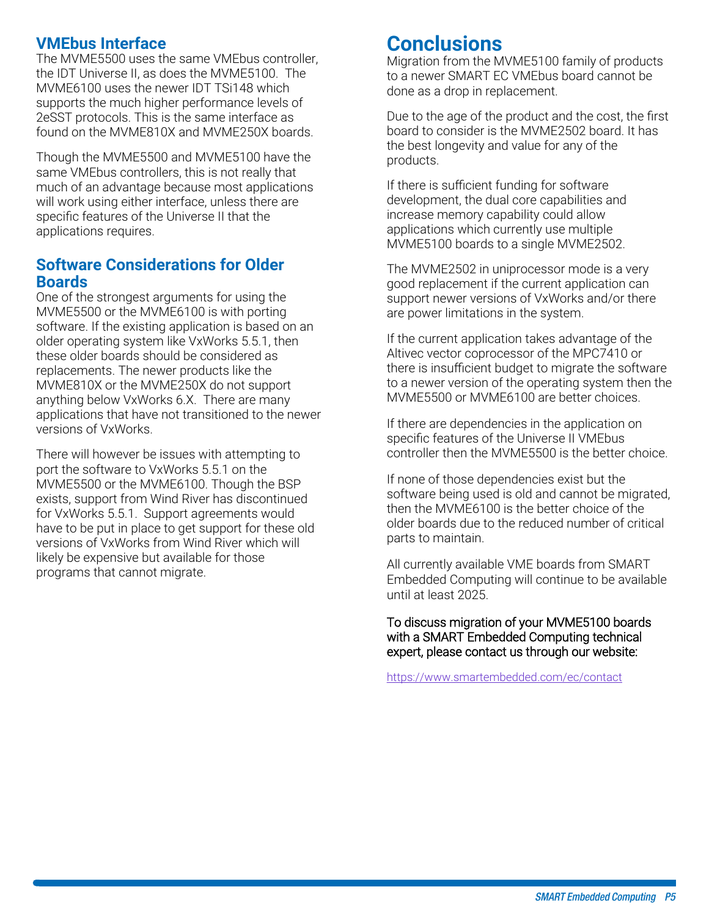## VMEbus Interface

The MVME5500 uses the same VMEbus controller, the IDT Universe II, as does the MVME5100. The MVME6100 uses the newer IDT TSi148 which supports the much higher performance levels of 2eSST protocols. This is the same interface as found on the MVME810X and MVME250X boards.

Though the MVME5500 and MVME5100 have the same VMEbus controllers, this is not really that much of an advantage because most applications will work using either interface, unless there are specific features of the Universe II that the applications requires.

## Software Considerations for Older Boards

One of the strongest arguments for using the MVME5500 or the MVME6100 is with porting software. If the existing application is based on an older operating system like VxWorks 5.5.1, then these older boards should be considered as replacements. The newer products like the MVME810X or the MVME250X do not support anything below VxWorks 6.X. There are many applications that have not transitioned to the newer versions of VxWorks.

There will however be issues with attempting to port the software to VxWorks 5.5.1 on the MVME5500 or the MVME6100. Though the BSP exists, support from Wind River has discontinued for VxWorks 5.5.1. Support agreements would have to be put in place to get support for these old versions of VxWorks from Wind River which will likely be expensive but available for those programs that cannot migrate.

# Conclusions

Migration from the MVME5100 family of products to a newer SMART EC VMEbus board cannot be done as a drop in replacement.

Due to the age of the product and the cost, the first board to consider is the MVME2502 board. It has the best longevity and value for any of the products.

If there is sufficient funding for software development, the dual core capabilities and increase memory capability could allow applications which currently use multiple MVME5100 boards to a single MVME2502.

The MVME2502 in uniprocessor mode is a very good replacement if the current application can support newer versions of VxWorks and/or there are power limitations in the system.

If the current application takes advantage of the Altivec vector coprocessor of the MPC7410 or there is insufficient budget to migrate the software to a newer version of the operating system then the MVME5500 or MVME6100 are better choices.

If there are dependencies in the application on specific features of the Universe II VMEbus controller then the MVME5500 is the better choice.

If none of those dependencies exist but the software being used is old and cannot be migrated, then the MVME6100 is the better choice of the older boards due to the reduced number of critical parts to maintain.

All currently available VME boards from SMART Embedded Computing will continue to be available until at least 2025.

To discuss migration of your MVME5100 boards with a SMART Embedded Computing technical expert, please contact us through our website:

https://www.smartembedded.com/ec/contact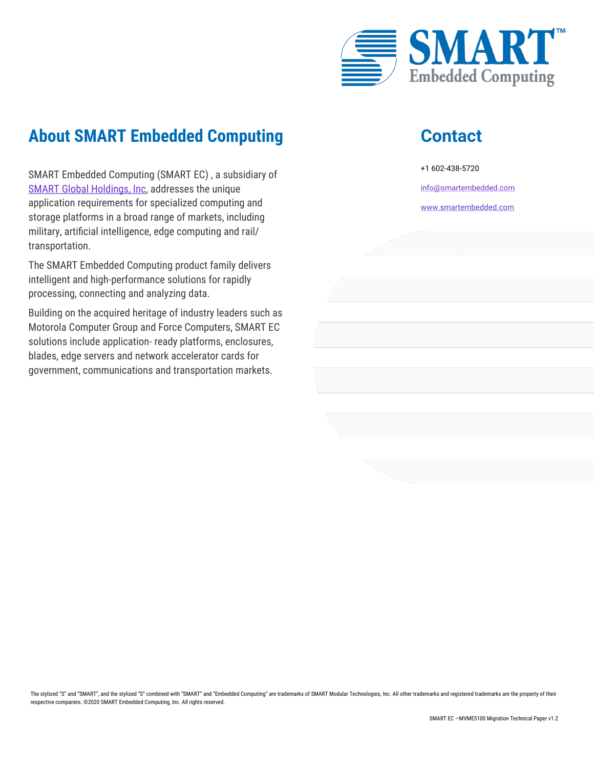## About SMART Embedded Computing

SMART Embedded Computing (SMART EC) , a subsidiary of SMART Global Holdings, Inc, addresses the unique application requirements for specialized computing and storage platforms in a broad range of markets, including military, artificial intelligence, edge computing and rail/ transportation.

The SMART Embedded Computing product family delivers intelligent and high-performance solutions for rapidly processing, connecting and analyzing data.

Building on the acquired heritage of industry leaders such as Motorola Computer Group and Force Computers, SMART EC solutions include application- ready platforms, enclosures, blades, edge servers and network accelerator cards for government, communications and transportation markets.

## Contact

+1 602-438-5720

info@smartembedded.com

www.smartembedded.com

The stylized "S" and "SMART", and the stylized "S" combined with "SMART" and "Embedded Computing" are trademarks of SMART Modular Technologies, Inc. All other trademarks and registered trademarks are the property of their respective companies. ©2020 SMART Embedded Computing, Inc. All rights reserved.